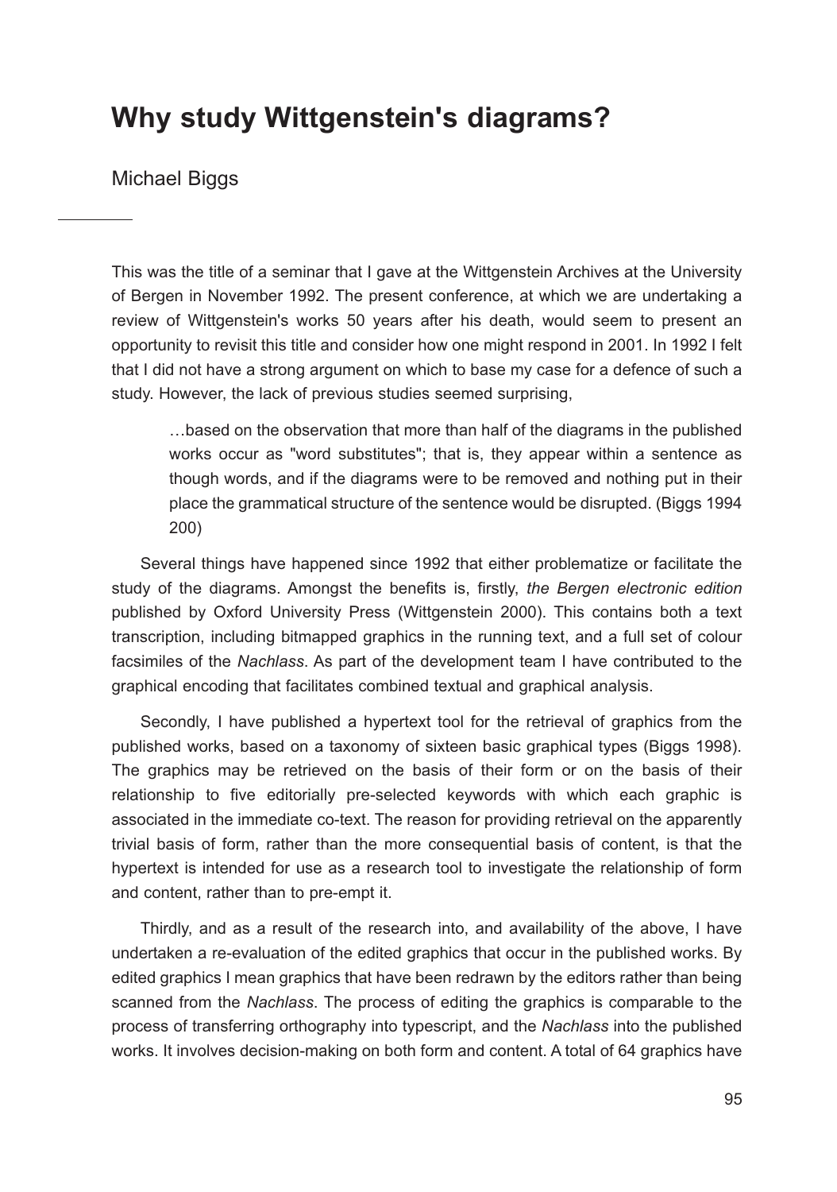# Why study Wittgenstein's diagrams?

Michael Biggs

This was the title of a seminar that I gave at the Wittgenstein Archives at the University of Bergen in November 1992. The present conference, at which we are undertaking a review of Wittgenstein's works 50 years after his death, would seem to present an opportunity to revisit this title and consider how one might respond in 2001. In 1992 I felt that I did not have a strong argument on which to base my case for a defence of such a study. However, the lack of previous studies seemed surprising,

> …based on the observation that more than half of the diagrams in the published works occur as "word substitutes"; that is, they appear within a sentence as though words, and if the diagrams were to be removed and nothing put in their place the grammatical structure of the sentence would be disrupted. (Biggs 1994 200)

Several things have happened since 1992 that either problematize or facilitate the study of the diagrams. Amongst the benefits is, firstly, *the Bergen electronic edition* published by Oxford University Press (Wittgenstein 2000). This contains both a text transcription, including bitmapped graphics in the running text, and a full set of colour facsimiles of the *Nachlass*. As part of the development team I have contributed to the graphical encoding that facilitates combined textual and graphical analysis.

Secondly, I have published a hypertext tool for the retrieval of graphics from the published works, based on a taxonomy of sixteen basic graphical types (Biggs 1998). The graphics may be retrieved on the basis of their form or on the basis of their relationship to five editorially pre-selected keywords with which each graphic is associated in the immediate co-text. The reason for providing retrieval on the apparently trivial basis of form, rather than the more consequential basis of content, is that the hypertext is intended for use as a research tool to investigate the relationship of form and content, rather than to pre-empt it.

Thirdly, and as a result of the research into, and availability of the above, I have undertaken a re-evaluation of the edited graphics that occur in the published works. By edited graphics I mean graphics that have been redrawn by the editors rather than being scanned from the *Nachlass*. The process of editing the graphics is comparable to the process of transferring orthography into typescript, and the *Nachlass* into the published works. It involves decision-making on both form and content. A total of 64 graphics have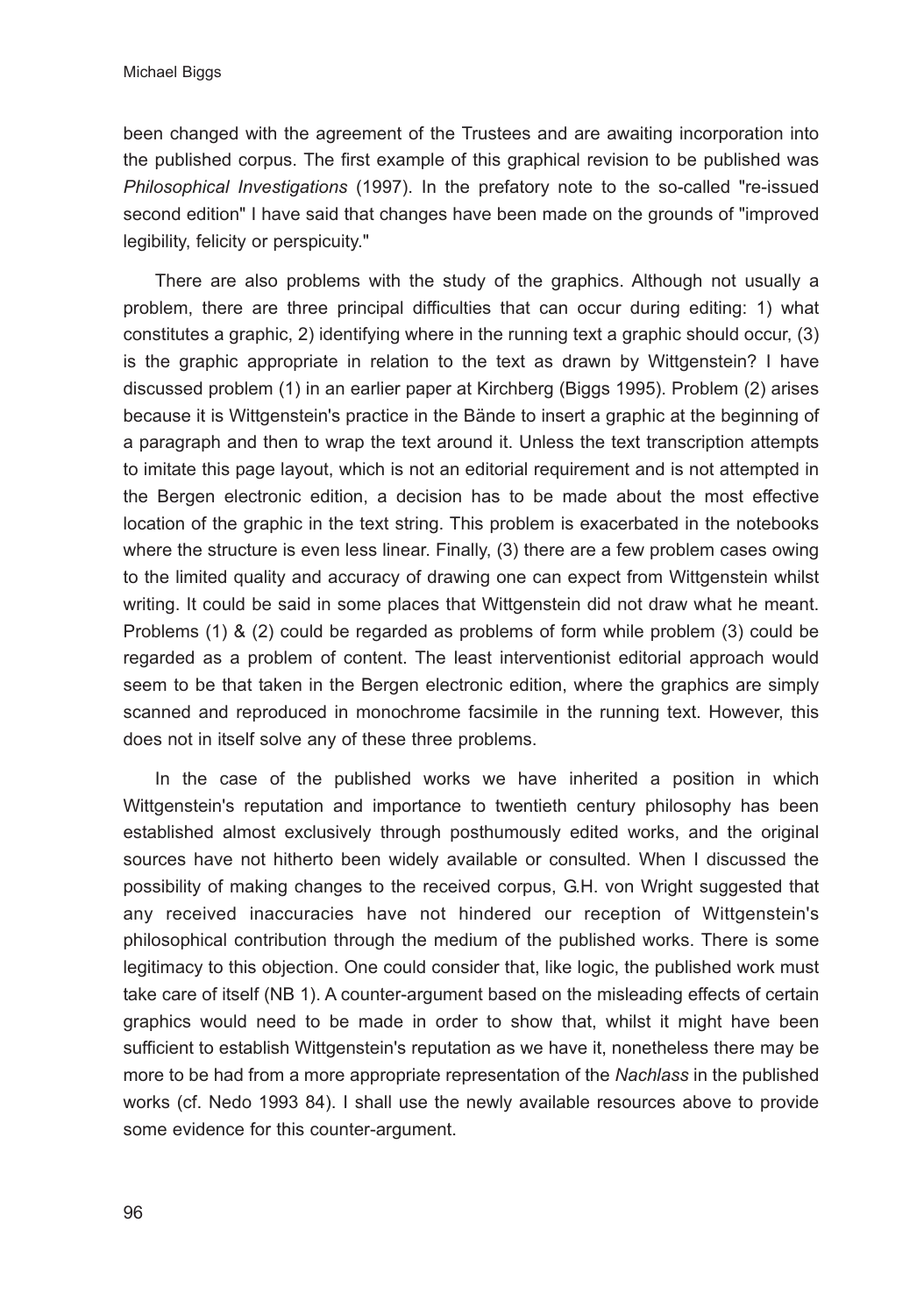been changed with the agreement of the Trustees and are awaiting incorporation into the published corpus. The first example of this graphical revision to be published was *Philosophical Investigations* (1997). In the prefatory note to the so-called "re-issued second edition" I have said that changes have been made on the grounds of "improved legibility, felicity or perspicuity."

There are also problems with the study of the graphics. Although not usually a problem, there are three principal difficulties that can occur during editing: 1) what constitutes a graphic, 2) identifying where in the running text a graphic should occur, (3) is the graphic appropriate in relation to the text as drawn by Wittgenstein? I have discussed problem (1) in an earlier paper at Kirchberg (Biggs 1995). Problem (2) arises because it is Wittgenstein's practice in the Bände to insert a graphic at the beginning of a paragraph and then to wrap the text around it. Unless the text transcription attempts to imitate this page layout, which is not an editorial requirement and is not attempted in the Bergen electronic edition, a decision has to be made about the most effective location of the graphic in the text string. This problem is exacerbated in the notebooks where the structure is even less linear. Finally, (3) there are a few problem cases owing to the limited quality and accuracy of drawing one can expect from Wittgenstein whilst writing. It could be said in some places that Wittgenstein did not draw what he meant. Problems (1) & (2) could be regarded as problems of form while problem (3) could be regarded as a problem of content. The least interventionist editorial approach would seem to be that taken in the Bergen electronic edition, where the graphics are simply scanned and reproduced in monochrome facsimile in the running text. However, this does not in itself solve any of these three problems.

In the case of the published works we have inherited a position in which Wittgenstein's reputation and importance to twentieth century philosophy has been established almost exclusively through posthumously edited works, and the original sources have not hitherto been widely available or consulted. When I discussed the possibility of making changes to the received corpus, G.H. von Wright suggested that any received inaccuracies have not hindered our reception of Wittgenstein's philosophical contribution through the medium of the published works. There is some legitimacy to this objection. One could consider that, like logic, the published work must take care of itself (NB 1). A counter-argument based on the misleading effects of certain graphics would need to be made in order to show that, whilst it might have been sufficient to establish Wittgenstein's reputation as we have it, nonetheless there may be more to be had from a more appropriate representation of the *Nachlass* in the published works (cf. Nedo 1993 84). I shall use the newly available resources above to provide some evidence for this counter-argument.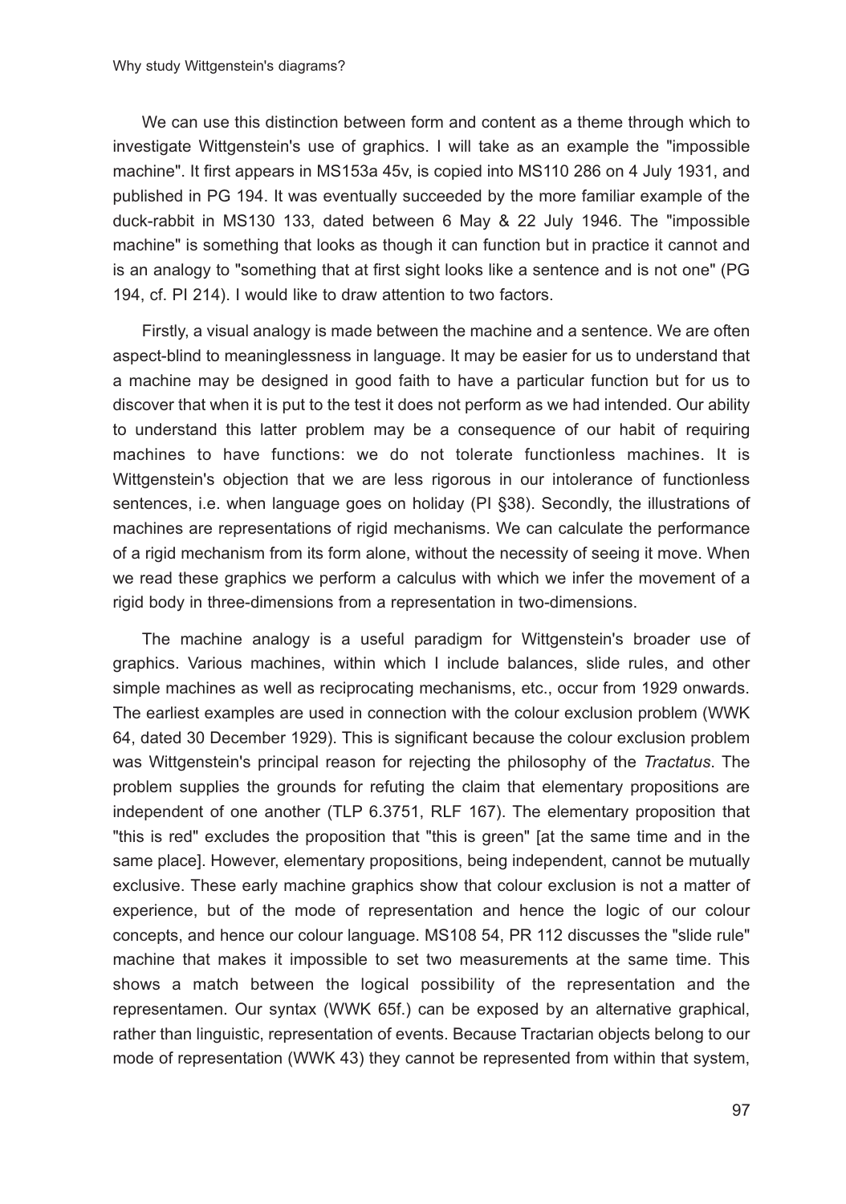We can use this distinction between form and content as a theme through which to investigate Wittgenstein's use of graphics. I will take as an example the "impossible machine". It first appears in MS153a 45v, is copied into MS110 286 on 4 July 1931, and published in PG 194. It was eventually succeeded by the more familiar example of the duck-rabbit in MS130 133, dated between 6 May & 22 July 1946. The "impossible machine" is something that looks as though it can function but in practice it cannot and is an analogy to "something that at first sight looks like a sentence and is not one" (PG 194, cf. PI 214). I would like to draw attention to two factors.

Firstly, a visual analogy is made between the machine and a sentence. We are often aspect-blind to meaninglessness in language. It may be easier for us to understand that a machine may be designed in good faith to have a particular function but for us to discover that when it is put to the test it does not perform as we had intended. Our ability to understand this latter problem may be a consequence of our habit of requiring machines to have functions: we do not tolerate functionless machines. It is Wittgenstein's objection that we are less rigorous in our intolerance of functionless sentences, i.e. when language goes on holiday (PI §38). Secondly, the illustrations of machines are representations of rigid mechanisms. We can calculate the performance of a rigid mechanism from its form alone, without the necessity of seeing it move. When we read these graphics we perform a calculus with which we infer the movement of a rigid body in three-dimensions from a representation in two-dimensions.

The machine analogy is a useful paradigm for Wittgenstein's broader use of graphics. Various machines, within which I include balances, slide rules, and other simple machines as well as reciprocating mechanisms, etc., occur from 1929 onwards. The earliest examples are used in connection with the colour exclusion problem (WWK 64, dated 30 December 1929). This is significant because the colour exclusion problem was Wittgenstein's principal reason for rejecting the philosophy of the *Tractatus*. The problem supplies the grounds for refuting the claim that elementary propositions are independent of one another (TLP 6.3751, RLF 167). The elementary proposition that "this is red" excludes the proposition that "this is green" [at the same time and in the same place]. However, elementary propositions, being independent, cannot be mutually exclusive. These early machine graphics show that colour exclusion is not a matter of experience, but of the mode of representation and hence the logic of our colour concepts, and hence our colour language. MS108 54, PR 112 discusses the "slide rule" machine that makes it impossible to set two measurements at the same time. This shows a match between the logical possibility of the representation and the representamen. Our syntax (WWK 65f.) can be exposed by an alternative graphical, rather than linguistic, representation of events. Because Tractarian objects belong to our mode of representation (WWK 43) they cannot be represented from within that system,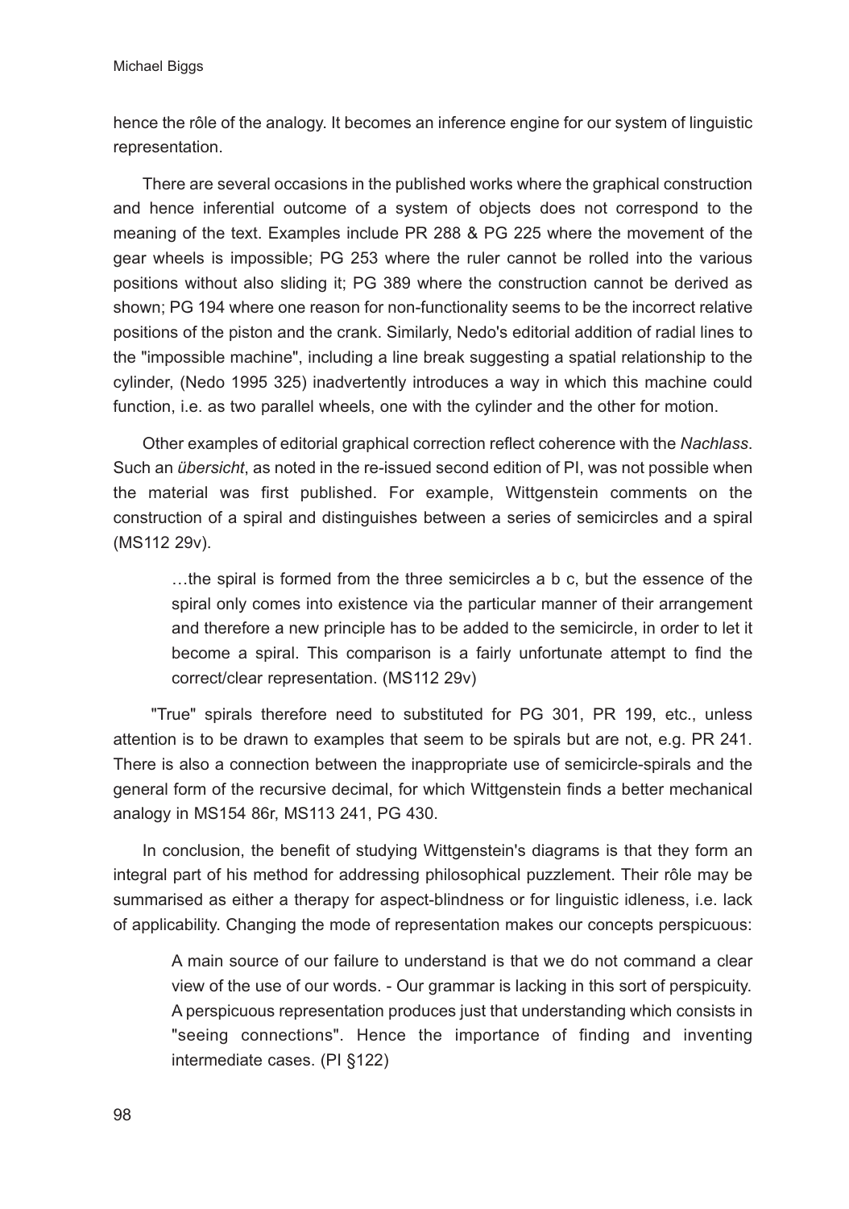hence the rôle of the analogy. It becomes an inference engine for our system of linguistic representation.

There are several occasions in the published works where the graphical construction and hence inferential outcome of a system of objects does not correspond to the meaning of the text. Examples include PR 288 & PG 225 where the movement of the gear wheels is impossible; PG 253 where the ruler cannot be rolled into the various positions without also sliding it; PG 389 where the construction cannot be derived as shown; PG 194 where one reason for non-functionality seems to be the incorrect relative positions of the piston and the crank. Similarly, Nedo's editorial addition of radial lines to the "impossible machine", including a line break suggesting a spatial relationship to the cylinder, (Nedo 1995 325) inadvertently introduces a way in which this machine could function, i.e. as two parallel wheels, one with the cylinder and the other for motion.

Other examples of editorial graphical correction reflect coherence with the *Nachlass*. Such an *übersicht*, as noted in the re-issued second edition of PI, was not possible when the material was first published. For example, Wittgenstein comments on the construction of a spiral and distinguishes between a series of semicircles and a spiral (MS112 29v).

> …the spiral is formed from the three semicircles a b c, but the essence of the spiral only comes into existence via the particular manner of their arrangement and therefore a new principle has to be added to the semicircle, in order to let it become a spiral. This comparison is a fairly unfortunate attempt to find the correct/clear representation. (MS112 29v)

"True" spirals therefore need to substituted for PG 301, PR 199, etc., unless attention is to be drawn to examples that seem to be spirals but are not, e.g. PR 241. There is also a connection between the inappropriate use of semicircle-spirals and the general form of the recursive decimal, for which Wittgenstein finds a better mechanical analogy in MS154 86r, MS113 241, PG 430.

In conclusion, the benefit of studying Wittgenstein's diagrams is that they form an integral part of his method for addressing philosophical puzzlement. Their rôle may be summarised as either a therapy for aspect-blindness or for linguistic idleness, i.e. lack of applicability. Changing the mode of representation makes our concepts perspicuous:

> A main source of our failure to understand is that we do not command a clear view of the use of our words. - Our grammar is lacking in this sort of perspicuity. A perspicuous representation produces just that understanding which consists in "seeing connections". Hence the importance of finding and inventing intermediate cases. (PI §122)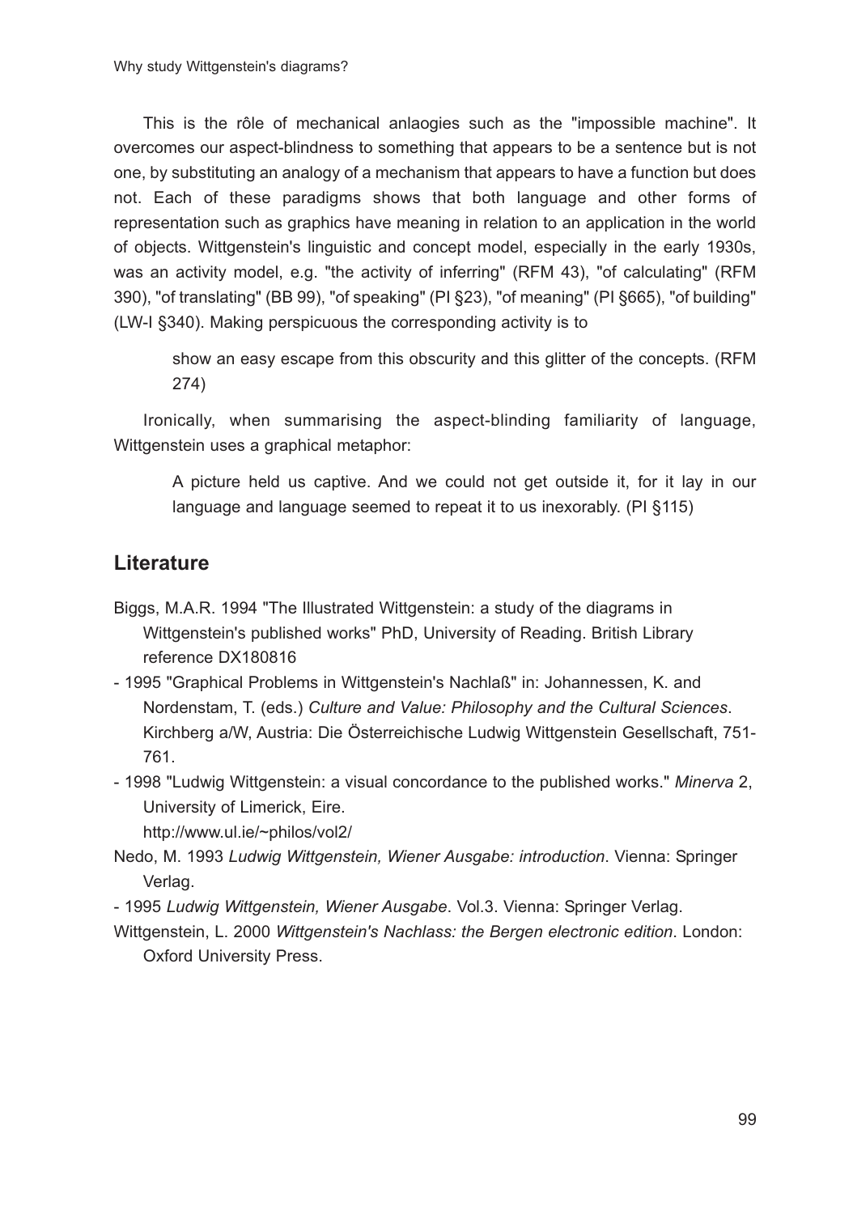This is the rôle of mechanical anlaogies such as the "impossible machine". It overcomes our aspect-blindness to something that appears to be a sentence but is not one, by substituting an analogy of a mechanism that appears to have a function but does not. Each of these paradigms shows that both language and other forms of representation such as graphics have meaning in relation to an application in the world of objects. Wittgenstein's linguistic and concept model, especially in the early 1930s, was an activity model, e.g. "the activity of inferring" (RFM 43), "of calculating" (RFM 390), "of translating" (BB 99), "of speaking" (PI §23), "of meaning" (PI §665), "of building" (LW-I §340). Making perspicuous the corresponding activity is to

> show an easy escape from this obscurity and this glitter of the concepts. (RFM 274)

Ironically, when summarising the aspect-blinding familiarity of language, Wittgenstein uses a graphical metaphor:

> A picture held us captive. And we could not get outside it, for it lay in our language and language seemed to repeat it to us inexorably. (PI §115)

## Literature

Biggs, M.A.R. 1994 "The Illustrated Wittgenstein: a study of the diagrams in Wittgenstein's published works" PhD, University of Reading. British Library reference DX180816

- 1995 "Graphical Problems in Wittgenstein's Nachlaß" in: Johannessen, K. and Nordenstam, T. (eds.) *Culture and Value: Philosophy and the Cultural Sciences*. Kirchberg a/W, Austria: Die Österreichische Ludwig Wittgenstein Gesellschaft, 751-761.

- 1998 "Ludwig Wittgenstein: a visual concordance to the published works." *Minerva* 2, University of Limerick, Eire. http://www.ul.ie/~philos/vol2/

Nedo, M. 1993 *Ludwig Wittgenstein, Wiener Ausgabe: introduction*. Vienna: Springer Verlag.

- 1995 *Ludwig Wittgenstein, Wiener Ausgabe*. Vol.3. Vienna: Springer Verlag.

Wittgenstein, L. 2000 *Wittgenstein's Nachlass: the Bergen electronic edition*. London: Oxford University Press.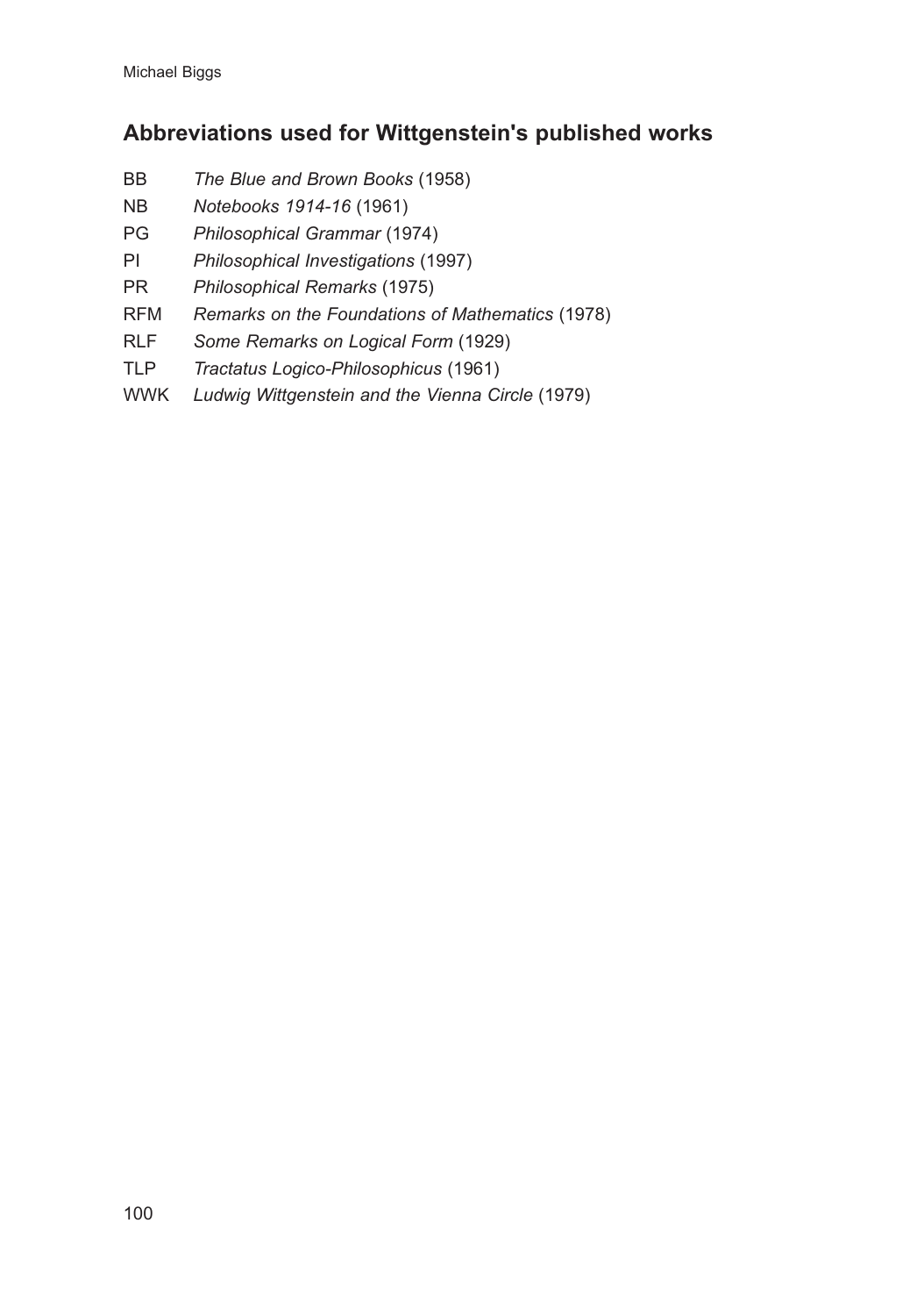## Abbreviations used for Wittgenstein's published works

| | |
|---|---|
| BB | *The Blue and Brown Books* (1958) |
| NB | *Notebooks 1914-16* (1961) |
| PG | *Philosophical Grammar* (1974) |
| PI | *Philosophical Investigations* (1997) |
| PR | *Philosophical Remarks* (1975) |
| RFM | *Remarks on the Foundations of Mathematics* (1978) |
| RLF | *Some Remarks on Logical Form* (1929) |
| TLP | *Tractatus Logico-Philosophicus* (1961) |
| WWK | *Ludwig Wittgenstein and the Vienna Circle* (1979) |